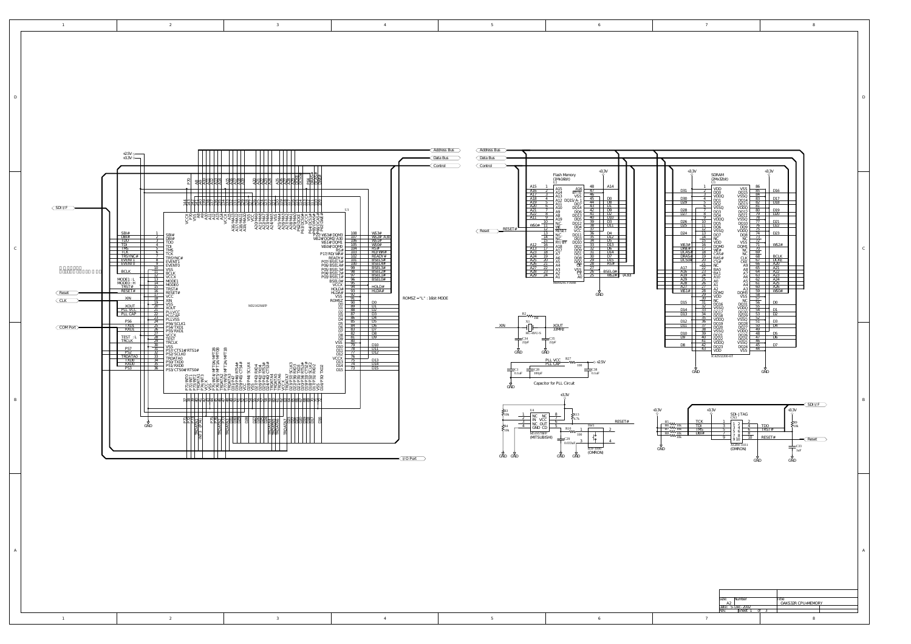ROMSZ = "L" : 16bit MODE

Capacitor for PLL Circuit

| Size | Number | Title |
|---|---|---|
| A2 | | OAKS32R CPU+MEMORY |
| Date: 5-Dec-2002 | Sheet 1 of 3 | |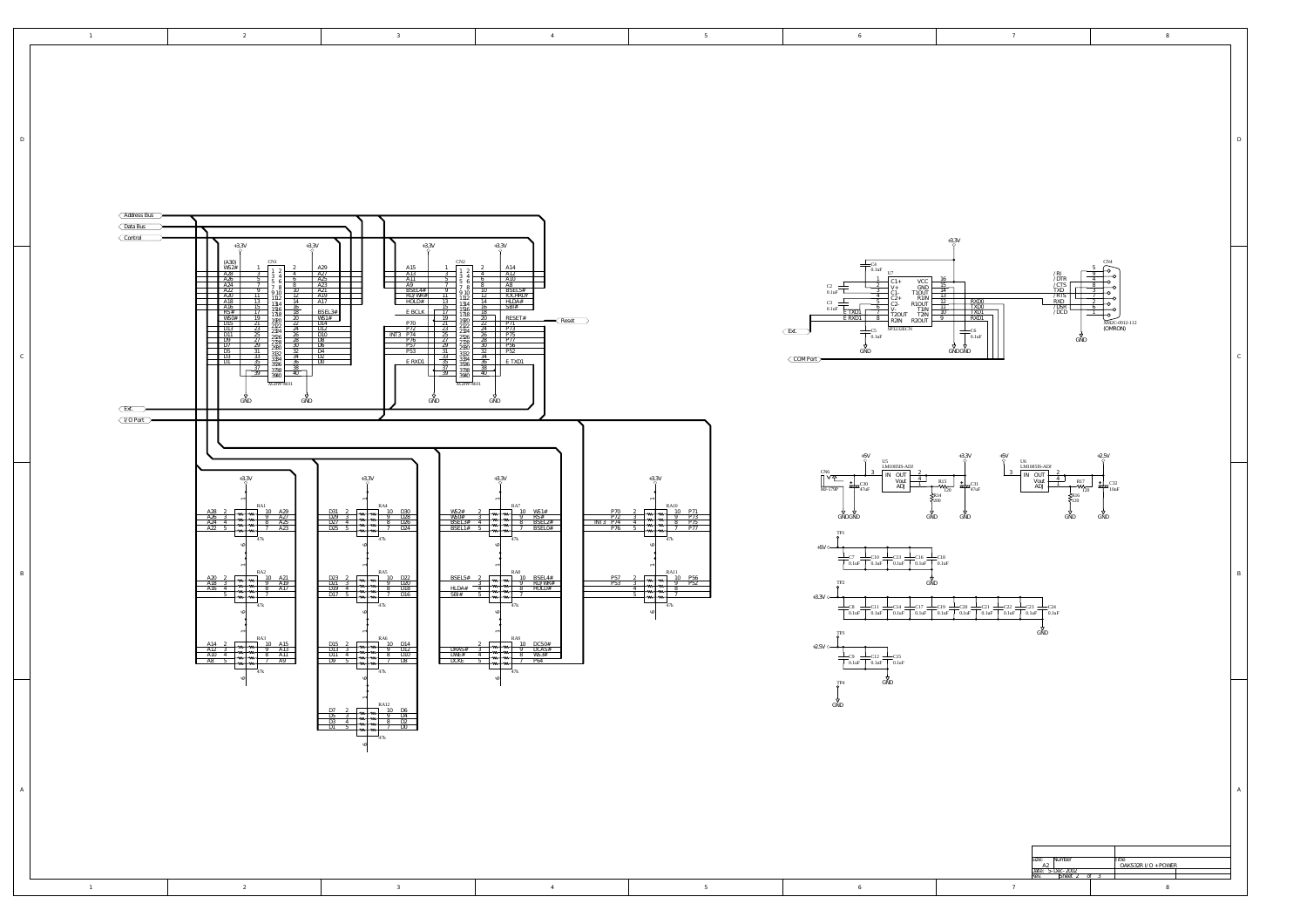Address Bus
Data Bus
Control

Ext.
I/O Port

Reset

Ext.
COM Port

+3.3V

CN1

| Signal | Pin | Pin | Signal |
|---|---|---|---|
| (A30) W52# | 1 | 2 | A29 |
| A28 | 3 | 4 | A27 |
| A26 | 5 | 6 | A25 |
| A24 | 7 | 8 | A23 |
| A22 | 9 | 10 | A21 |
| A20 | 11 | 12 | A19 |
| A18 | 13 | 14 | A17 |
| A16 | 15 | 16 | |
| RS# | 17 | 18 | BSEL3# |
| WE0# | 19 | 20 | WE1# |
| D15 | 21 | 22 | D14 |
| D13 | 23 | 24 | D12 |
| D11 | 25 | 26 | D10 |
| D9 | 27 | 28 | D8 |
| D7 | 29 | 30 | D6 |
| D5 | 31 | 32 | D4 |
| D3 | 33 | 34 | D2 |
| D1 | 35 | 36 | D0 |
| | 37 | 38 | |
| | 39 | 40 | |

XG2H-4031

CN2

| Signal | Pin | Pin | Signal |
|---|---|---|---|
| A15 | 1 | 2 | A14 |
| A13 | 3 | 4 | A12 |
| A11 | 5 | 6 | A10 |
| A9 | 7 | 8 | A8 |
| BSEL4# | 9 | 10 | BSEL5# |
| RD/WR# | 11 | 12 | XXCHRDY |
| HOLD# | 13 | 14 | HLDA# |
| | 15 | 16 | SBI# |
| E BCLK | 17 | 18 | |
| | 19 | 20 | RESET# |
| P70 | 21 | 22 | P71 |
| P72 | 23 | 24 | P73 |
| INT3 P74 | 25 | 26 | P75 |
| P76 | 27 | 28 | P77 |
| P57 | 29 | 30 | P56 |
| P53 | 31 | 32 | P52 |
| | 33 | 34 | |
| E RXD1 | 35 | 36 | E TXD1 |
| | 37 | 38 | |
| | 39 | 40 | |

XG2H-4031

GND

Resistor arrays (47k, pull-up to +3.3V):

| Array | Pin 2 | Pin 3 | Pin 4 | Pin 5 | Pin 10 | Pin 9 | Pin 8 | Pin 7 |
|---|---|---|---|---|---|---|---|---|
| RA1 | A28 | A26 | A24 | A22 | A29 | A27 | A25 | A23 |
| RA2 | A20 | A18 | A16 | | A21 | A19 | A17 | |
| RA3 | A14 | A12 | A10 | A8 | A15 | A13 | A11 | A9 |
| RA4 | D31 | D29 | D27 | D25 | D30 | D28 | D26 | D24 |
| RA5 | D23 | D21 | D19 | D17 | D22 | D20 | D18 | D16 |
| RA6 | D15 | D13 | D11 | D9 | D14 | D12 | D10 | D8 |
| RA12 | D7 | D5 | D3 | D1 | D6 | D4 | D2 | D0 |
| RA7 | WS2# | WS0# | BSEL3# | BSEL1# | WS1# | RS# | BSEL2# | BSEL0# |
| RA8 | BSEL5# | | HLDA# | SBI# | BSEL4# | RD/WR# | HOLD# | |
| RA9 | | DRAS# | DWE# | DCKE | DCS0# | DCAS# | WS3# | P64 |
| RA10 | P70 | P72 | INT3 P74 | P76 | P71 | P73 | P75 | P77 |
| RA11 | P57 | P53 | | | P56 | P52 | | |

U7 SP3232ECN

| Pin | Name | Name | Pin |
|---|---|---|---|
| 1 | C1+ | VCC | 16 |
| 2 | V+ | GND | 15 |
| 3 | C1- | T1OUT | 14 |
| 4 | C2+ | R1IN | 13 |
| 5 | C2- | R1OUT | 12 |
| 6 | V- | T1IN | 11 |
| 7 | T2OUT | T2IN | 10 |
| 8 | R2IN | R2OUT | 9 |

E TXD1, E RXD1, RXD0, TXD0, TXD1, RXD1

C4 0.1uF, C2 0.1uF, C3 0.1uF, C5 0.1uF, C6 0.1uF

CN4 XM2C-0912-112 (OMRON): /RI 9, /DTR 4, /CTS 8, TXD 3, /RTS 7, RXD 2, /DSR 6, /DCD 1, 5 GND

+5V, U5 LM1085IS-ADJ: IN 3, OUT 2, Vout 4, ADJ 1; CN6 MJ-179P; C30 47uF; R15 120; R14 200; C31 47uF; +3.3V

+5V, U6 LM1085IS-ADJ: IN 3, OUT 2, Vout 4, ADJ 1; R17 120; R16 120; C32 10uF; +2.5V

TP1 +5V: C7, C10, C13, C16, C18 — 0.1uF

TP2 +3.3V: C8, C11, C14, C17, C19, C20, C21, C22, C23, C24 — 0.1uF

TP3 +2.5V: C9, C12, C15 — 0.1uF

TP4 GND

| Size | Number | Title |
|---|---|---|
| A2 | | OAKS32R I/O +POWER |
| Date: 5-Dec-2002 | Sheet 2 of 3 | |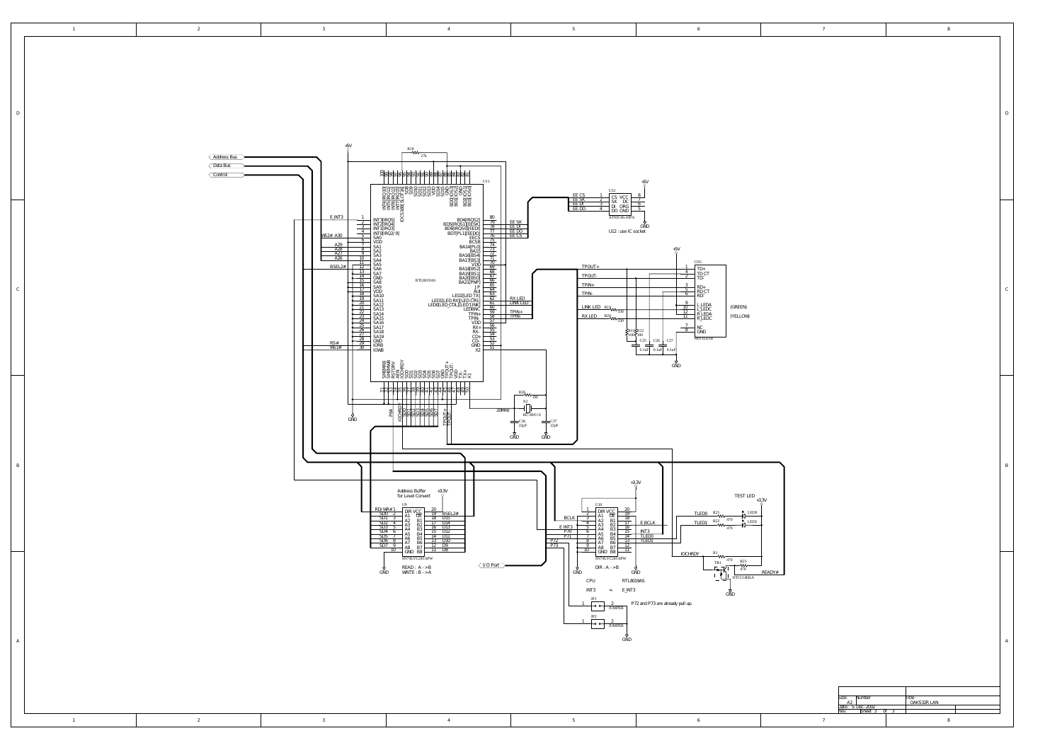Address Bus
Data Bus
Control

+5V

R18
27k

U11
RTL8019AS

E_INT3
WS2# A30
A29
A28
A27
A26
BSEL2#
RS#
WS1#

INT3[IRQ5]
INT2[IRQ4]
INT1[IRQ3]
INT0[IRQ2/9]
SA0
VDD
SA1
SA2
SA3
SA4
SA5
SA6
SA7
GND
SA8
SA9
VDD
SA10
SA11
SA12
SA13
SA14
SA15
SA16
SA17
SA18
SA19
GND
IORB
IOWB

BD4[IROS2]
BD5[IROS1][EESK]
BD6[IROS0][EEDI]
BD7[PL1][EEDO]
EECS
BCSB
BA14[PL0]
BA15
BA16[BS4]
BA17[BS3]
VDD
BA18[BS2]
BA19[BS1]
BA20[BS0]
BA21[PNP]
JP
AUI
LED2[LED TX]
LED1[LED RX][LED CRS]
LED0[LED COL][LED LINK]
LEDBNC
TPIN+
TPIN-
VDD
RX+
RX-
CD+
CD-
GND
X2

EE SK
EE DI
EE DO
EE CS
RX LED
LINK LED
TPIN+
TPIN-

SMEMRB
SMEMWB
RSTDRV
AEN
IOCHRDY
SD0 SD1 SD2 SD3 SD4 SD5 SD6 SD7
GND
TPOUT+
TPOUT-
VDD
TX-
TX+
X1

GND
IN4
IOCHRDY
TPOUT+
TPOUT-

R26
1M
X2
HC-49/U-S
20MHz
C36
22pF
C37
22pF
GND

EE CS
EE SK
EE DI
EE DO
U12
CS VCC
SK DC
DI ORG
DO GND
AT93C46-10PA
+5V
GND
U12 : use IC socket

+5V
CN5
TPOUT+
TPOUT-
TPIN+
TPIN-
LINK LED
RX LED
R19 330
R20 330
R11 100
R12 100
C25 0.1uF
C26 0.1uF
C27 0.1uF
TD+
TD-CT
TD-
RD+
RD-CT
RD-
L LEDA
L LEDC
R LEDA
R LEDC
NC
GND
J0011D21B
(GREEN)
(YELLOW)
GND

Address Buffer
for Level Convert
+3.3V
U9
RD/WR#1
DIR VCC
SD0 A1 OE BSEL2#
SD1 A2 B1 D15
SD2 A3 B2 D14
SD3 A4 B3 D13
SD4 A5 B4 D12
SD5 A6 B5 D11
SD6 A7 B6 D10
SD7 A8 B7 D9
GND B8 D8
SN74LVC245APW
GND
READ : A->B
WRITE : B->A

I/O Port

+3.3V
U10
DIR VCC
BCLK A1 OE
E INT3 A2 B1 E BCLK
P70 A3 B2
P71 A4 B3 INT3
P72 A5 B4 TLED0
P73 A6 B5 TLED1
A7 B6
A8 B7
GND B8
SN74LVC245APW
GND
DIR : A->B

CPU = RTL8019AS
INT3 = E_INT3

JP1
JUMPER
JP2
JUMPER
GND
P72 and P73 are already pull up.

TEST LED
+3.3V
TLED0 R21 470 LED0
TLED1 R22 470 LED1
IOCHRDY R1 470
R25 470
TR1
DTC114EKA
READY#
GND

| | | |
|---|---|---|
| Size: A2 | Number | Title: OAKS32R LAN |
| Date: 5-Dec-2002 | | |
| Rev. | Sheet 3 of 3 | |